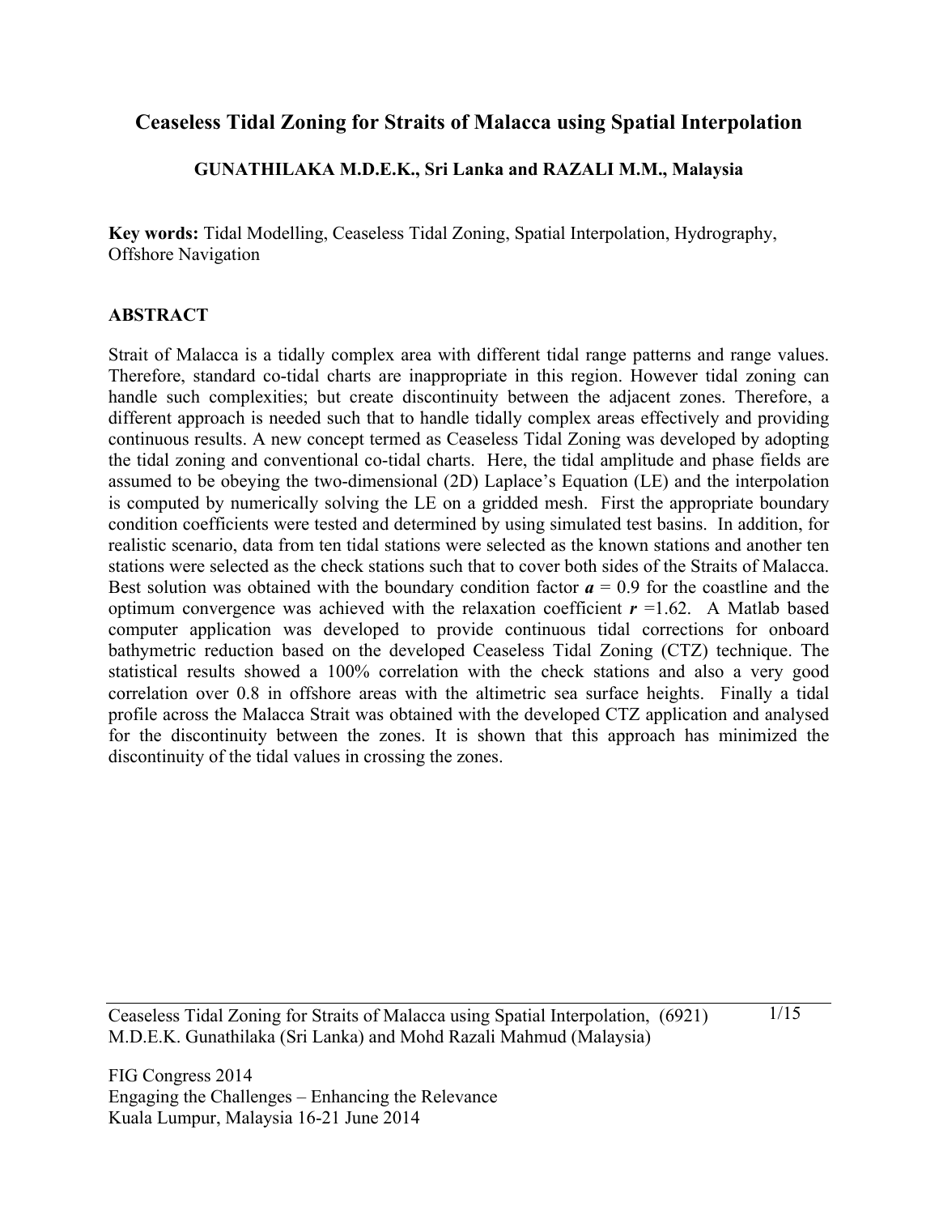# Ceaseless Tidal Zoning for Straits of Malacca using Spatial Interpolation

**GUNATHILAKA M.D.E.K., Sri Lanka and RAZALI M.M., Malaysia**

**Key words:** Tidal Modelling, Ceaseless Tidal Zoning, Spatial Interpolation, Hydrography, Offshore Navigation

## ABSTRACT

Strait of Malacca is a tidally complex area with different tidal range patterns and range values. Therefore, standard co-tidal charts are inappropriate in this region. However tidal zoning can handle such complexities; but create discontinuity between the adjacent zones. Therefore, a different approach is needed such that to handle tidally complex areas effectively and providing continuous results. A new concept termed as Ceaseless Tidal Zoning was developed by adopting the tidal zoning and conventional co-tidal charts. Here, the tidal amplitude and phase fields are assumed to be obeying the two-dimensional (2D) Laplace's Equation (LE) and the interpolation is computed by numerically solving the LE on a gridded mesh. First the appropriate boundary condition coefficients were tested and determined by using simulated test basins. In addition, for realistic scenario, data from ten tidal stations were selected as the known stations and another ten stations were selected as the check stations such that to cover both sides of the Straits of Malacca. Best solution was obtained with the boundary condition factor $\boldsymbol{a} = 0.9$ for the coastline and the optimum convergence was achieved with the relaxation coefficient $\boldsymbol{r} = 1.62$. A Matlab based computer application was developed to provide continuous tidal corrections for onboard bathymetric reduction based on the developed Ceaseless Tidal Zoning (CTZ) technique. The statistical results showed a 100% correlation with the check stations and also a very good correlation over 0.8 in offshore areas with the altimetric sea surface heights. Finally a tidal profile across the Malacca Strait was obtained with the developed CTZ application and analysed for the discontinuity between the zones. It is shown that this approach has minimized the discontinuity of the tidal values in crossing the zones.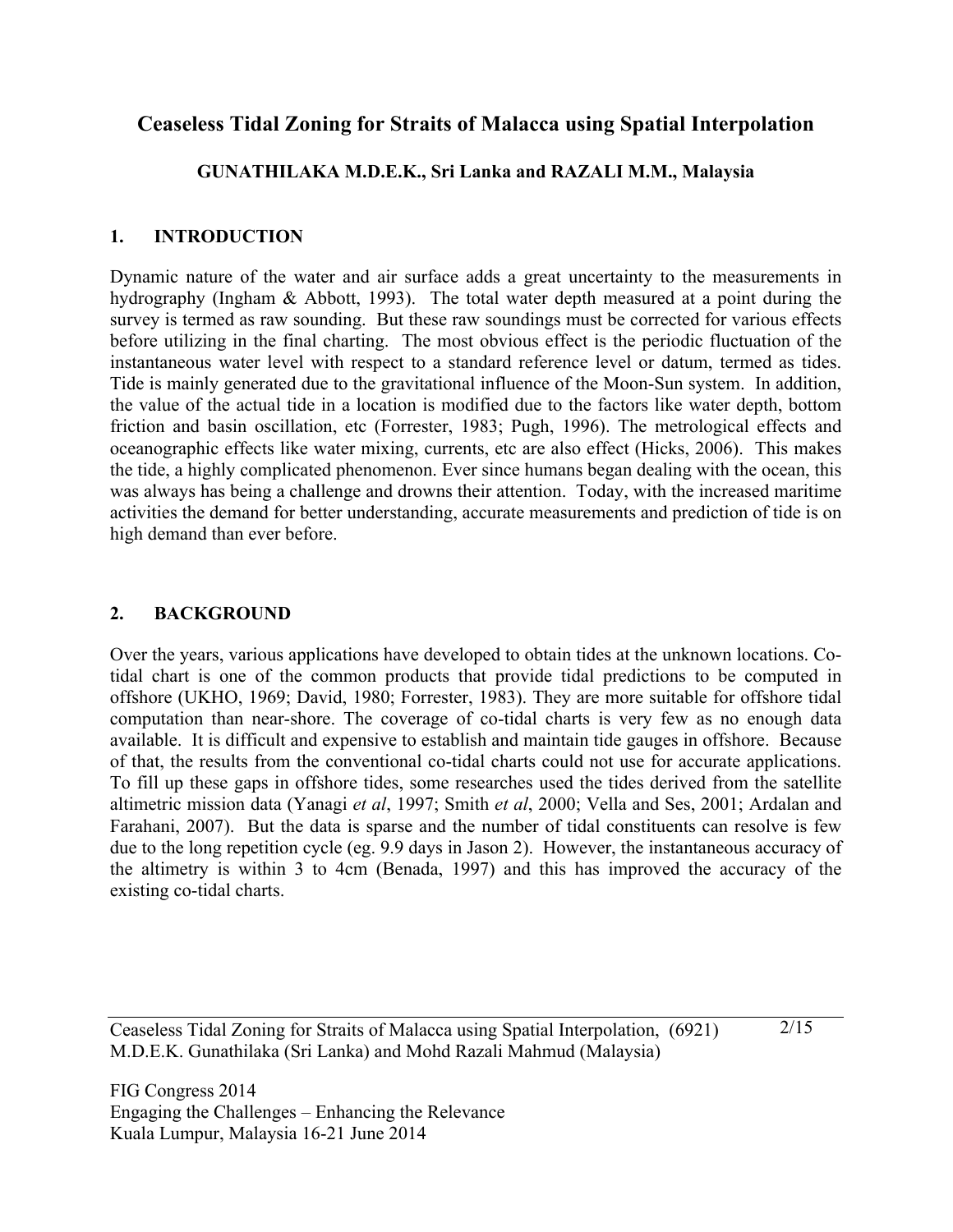# Ceaseless Tidal Zoning for Straits of Malacca using Spatial Interpolation

**GUNATHILAKA M.D.E.K., Sri Lanka and RAZALI M.M., Malaysia**

## 1. INTRODUCTION

Dynamic nature of the water and air surface adds a great uncertainty to the measurements in hydrography (Ingham & Abbott, 1993). The total water depth measured at a point during the survey is termed as raw sounding. But these raw soundings must be corrected for various effects before utilizing in the final charting. The most obvious effect is the periodic fluctuation of the instantaneous water level with respect to a standard reference level or datum, termed as tides. Tide is mainly generated due to the gravitational influence of the Moon-Sun system. In addition, the value of the actual tide in a location is modified due to the factors like water depth, bottom friction and basin oscillation, etc (Forrester, 1983; Pugh, 1996). The metrological effects and oceanographic effects like water mixing, currents, etc are also effect (Hicks, 2006). This makes the tide, a highly complicated phenomenon. Ever since humans began dealing with the ocean, this was always has being a challenge and drowns their attention. Today, with the increased maritime activities the demand for better understanding, accurate measurements and prediction of tide is on high demand than ever before.

## 2. BACKGROUND

Over the years, various applications have developed to obtain tides at the unknown locations. Co-tidal chart is one of the common products that provide tidal predictions to be computed in offshore (UKHO, 1969; David, 1980; Forrester, 1983). They are more suitable for offshore tidal computation than near-shore. The coverage of co-tidal charts is very few as no enough data available. It is difficult and expensive to establish and maintain tide gauges in offshore. Because of that, the results from the conventional co-tidal charts could not use for accurate applications. To fill up these gaps in offshore tides, some researches used the tides derived from the satellite altimetric mission data (Yanagi *et al*, 1997; Smith *et al*, 2000; Vella and Ses, 2001; Ardalan and Farahani, 2007). But the data is sparse and the number of tidal constituents can resolve is few due to the long repetition cycle (eg. 9.9 days in Jason 2). However, the instantaneous accuracy of the altimetry is within 3 to 4cm (Benada, 1997) and this has improved the accuracy of the existing co-tidal charts.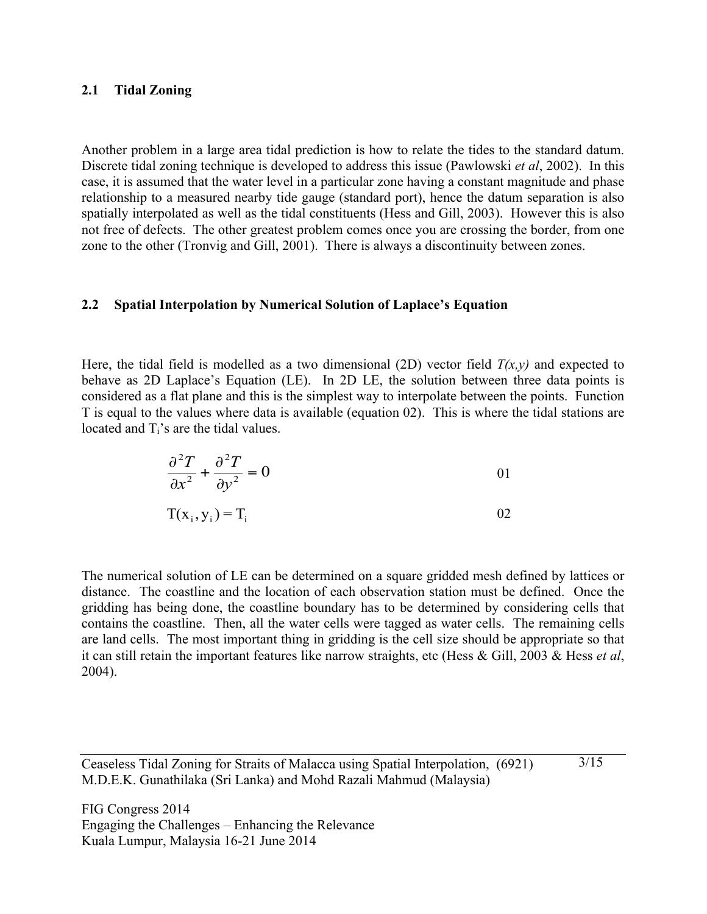## 2.1 Tidal Zoning

Another problem in a large area tidal prediction is how to relate the tides to the standard datum. Discrete tidal zoning technique is developed to address this issue (Pawlowski *et al*, 2002). In this case, it is assumed that the water level in a particular zone having a constant magnitude and phase relationship to a measured nearby tide gauge (standard port), hence the datum separation is also spatially interpolated as well as the tidal constituents (Hess and Gill, 2003). However this is also not free of defects. The other greatest problem comes once you are crossing the border, from one zone to the other (Tronvig and Gill, 2001). There is always a discontinuity between zones.

## 2.2 Spatial Interpolation by Numerical Solution of Laplace's Equation

Here, the tidal field is modelled as a two dimensional (2D) vector field $T(x,y)$ and expected to behave as 2D Laplace's Equation (LE). In 2D LE, the solution between three data points is considered as a flat plane and this is the simplest way to interpolate between the points. Function T is equal to the values where data is available (equation 02). This is where the tidal stations are located and $T_i$'s are the tidal values.

$$\frac{\partial^2 T}{\partial x^2} + \frac{\partial^2 T}{\partial y^2} = 0 \qquad 01$$

$$T(x_i, y_i) = T_i \qquad 02$$

The numerical solution of LE can be determined on a square gridded mesh defined by lattices or distance. The coastline and the location of each observation station must be defined. Once the gridding has being done, the coastline boundary has to be determined by considering cells that contains the coastline. Then, all the water cells were tagged as water cells. The remaining cells are land cells. The most important thing in gridding is the cell size should be appropriate so that it can still retain the important features like narrow straights, etc (Hess & Gill, 2003 & Hess *et al*, 2004).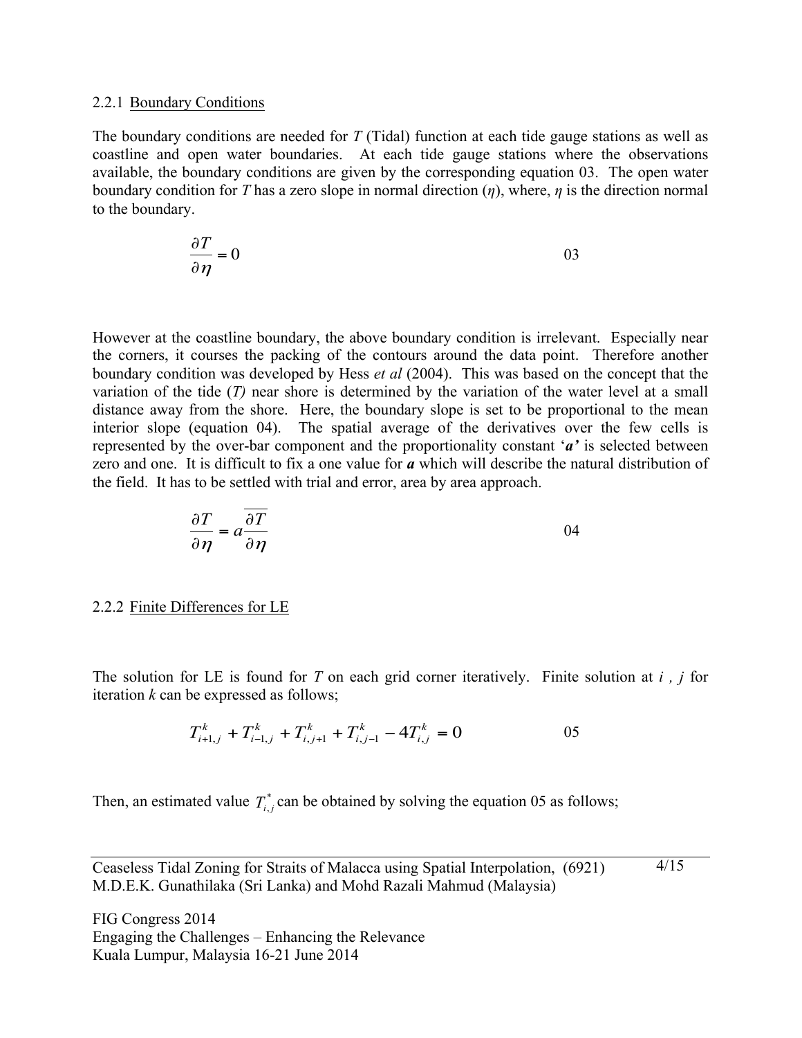### 2.2.1 Boundary Conditions

The boundary conditions are needed for $T$ (Tidal) function at each tide gauge stations as well as coastline and open water boundaries. At each tide gauge stations where the observations available, the boundary conditions are given by the corresponding equation 03. The open water boundary condition for $T$ has a zero slope in normal direction ($\eta$), where, $\eta$ is the direction normal to the boundary.

$$\frac{\partial T}{\partial \eta} = 0 \qquad 03$$

However at the coastline boundary, the above boundary condition is irrelevant. Especially near the corners, it courses the packing of the contours around the data point. Therefore another boundary condition was developed by Hess *et al* (2004). This was based on the concept that the variation of the tide ($T$) near shore is determined by the variation of the water level at a small distance away from the shore. Here, the boundary slope is set to be proportional to the mean interior slope (equation 04). The spatial average of the derivatives over the few cells is represented by the over-bar component and the proportionality constant '***a'*** is selected between zero and one. It is difficult to fix a one value for ***a*** which will describe the natural distribution of the field. It has to be settled with trial and error, area by area approach.

$$\frac{\partial T}{\partial \eta} = a\overline{\frac{\partial T}{\partial \eta}} \qquad 04$$

### 2.2.2 Finite Differences for LE

The solution for LE is found for $T$ on each grid corner iteratively. Finite solution at $i$ , $j$ for iteration $k$ can be expressed as follows;

$$T_{i+1,j}^{k} + T_{i-1,j}^{k} + T_{i,j+1}^{k} + T_{i,j-1}^{k} - 4T_{i,j}^{k} = 0 \qquad 05$$

Then, an estimated value $T_{i,j}^{*}$ can be obtained by solving the equation 05 as follows;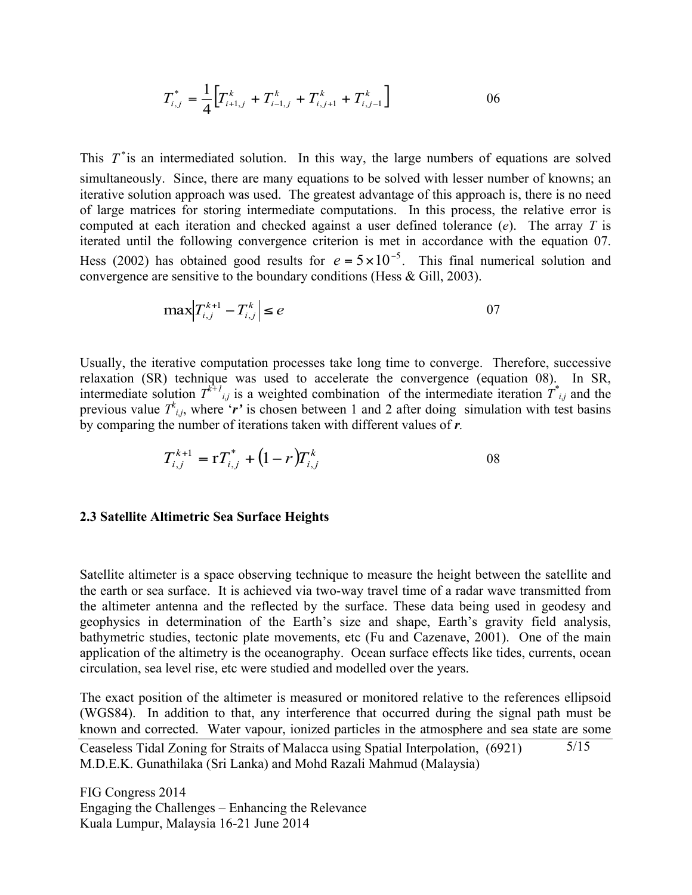$$T^{*}_{i,j} = \frac{1}{4}\left[T^{k}_{i+1,j} + T^{k}_{i-1,j} + T^{k}_{i,j+1} + T^{k}_{i,j-1}\right] \qquad 06$$

This $T^{*}$ is an intermediated solution. In this way, the large numbers of equations are solved simultaneously. Since, there are many equations to be solved with lesser number of knowns; an iterative solution approach was used. The greatest advantage of this approach is, there is no need of large matrices for storing intermediate computations. In this process, the relative error is computed at each iteration and checked against a user defined tolerance ($e$). The array $T$ is iterated until the following convergence criterion is met in accordance with the equation 07. Hess (2002) has obtained good results for $e = 5 \times 10^{-5}$. This final numerical solution and convergence are sensitive to the boundary conditions (Hess & Gill, 2003).

$$\max\left|T^{k+1}_{i,j} - T^{k}_{i,j}\right| \leq e \qquad 07$$

Usually, the iterative computation processes take long time to converge. Therefore, successive relaxation (SR) technique was used to accelerate the convergence (equation 08). In SR, intermediate solution $T^{k+1}_{i,j}$ is a weighted combination of the intermediate iteration $T^{*}_{i,j}$ and the previous value $T^{k}_{i,j}$, where '***r***' is chosen between 1 and 2 after doing simulation with test basins by comparing the number of iterations taken with different values of ***r***.

$$T^{k+1}_{i,j} = rT^{*}_{i,j} + (1 - r)T^{k}_{i,j} \qquad 08$$

### 2.3 Satellite Altimetric Sea Surface Heights

Satellite altimeter is a space observing technique to measure the height between the satellite and the earth or sea surface. It is achieved via two-way travel time of a radar wave transmitted from the altimeter antenna and the reflected by the surface. These data being used in geodesy and geophysics in determination of the Earth's size and shape, Earth's gravity field analysis, bathymetric studies, tectonic plate movements, etc (Fu and Cazenave, 2001). One of the main application of the altimetry is the oceanography. Ocean surface effects like tides, currents, ocean circulation, sea level rise, etc were studied and modelled over the years.

The exact position of the altimeter is measured or monitored relative to the references ellipsoid (WGS84). In addition to that, any interference that occurred during the signal path must be known and corrected. Water vapour, ionized particles in the atmosphere and sea state are some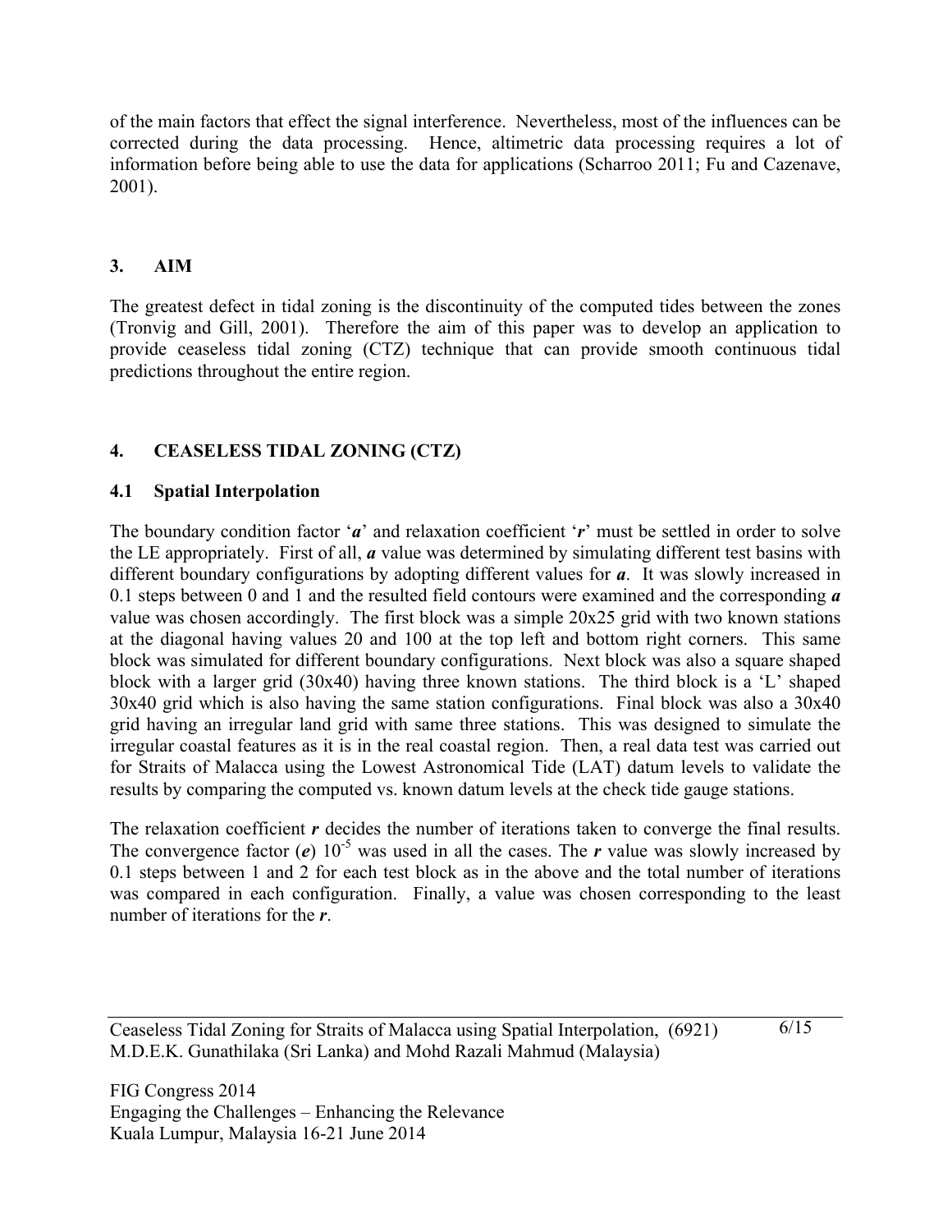of the main factors that effect the signal interference. Nevertheless, most of the influences can be corrected during the data processing. Hence, altimetric data processing requires a lot of information before being able to use the data for applications (Scharroo 2011; Fu and Cazenave, 2001).

## 3. AIM

The greatest defect in tidal zoning is the discontinuity of the computed tides between the zones (Tronvig and Gill, 2001). Therefore the aim of this paper was to develop an application to provide ceaseless tidal zoning (CTZ) technique that can provide smooth continuous tidal predictions throughout the entire region.

## 4. CEASELESS TIDAL ZONING (CTZ)

### 4.1 Spatial Interpolation

The boundary condition factor '***a***' and relaxation coefficient '***r***' must be settled in order to solve the LE appropriately. First of all, ***a*** value was determined by simulating different test basins with different boundary configurations by adopting different values for ***a***. It was slowly increased in 0.1 steps between 0 and 1 and the resulted field contours were examined and the corresponding ***a*** value was chosen accordingly. The first block was a simple 20x25 grid with two known stations at the diagonal having values 20 and 100 at the top left and bottom right corners. This same block was simulated for different boundary configurations. Next block was also a square shaped block with a larger grid (30x40) having three known stations. The third block is a 'L' shaped 30x40 grid which is also having the same station configurations. Final block was also a 30x40 grid having an irregular land grid with same three stations. This was designed to simulate the irregular coastal features as it is in the real coastal region. Then, a real data test was carried out for Straits of Malacca using the Lowest Astronomical Tide (LAT) datum levels to validate the results by comparing the computed vs. known datum levels at the check tide gauge stations.

The relaxation coefficient ***r*** decides the number of iterations taken to converge the final results. The convergence factor (***e***) $10^{-5}$ was used in all the cases. The ***r*** value was slowly increased by 0.1 steps between 1 and 2 for each test block as in the above and the total number of iterations was compared in each configuration. Finally, a value was chosen corresponding to the least number of iterations for the ***r***.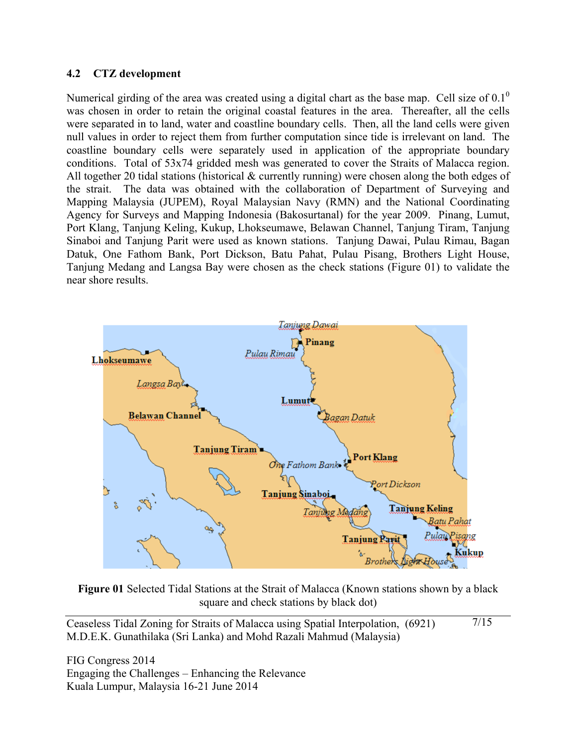### 4.2 CTZ development

Numerical girding of the area was created using a digital chart as the base map. Cell size of $0.1^0$ was chosen in order to retain the original coastal features in the area. Thereafter, all the cells were separated in to land, water and coastline boundary cells. Then, all the land cells were given null values in order to reject them from further computation since tide is irrelevant on land. The coastline boundary cells were separately used in application of the appropriate boundary conditions. Total of 53x74 gridded mesh was generated to cover the Straits of Malacca region. All together 20 tidal stations (historical & currently running) were chosen along the both edges of the strait. The data was obtained with the collaboration of Department of Surveying and Mapping Malaysia (JUPEM), Royal Malaysian Navy (RMN) and the National Coordinating Agency for Surveys and Mapping Indonesia (Bakosurtanal) for the year 2009. Pinang, Lumut, Port Klang, Tanjung Keling, Kukup, Lhokseumawe, Belawan Channel, Tanjung Tiram, Tanjung Sinaboi and Tanjung Parit were used as known stations. Tanjung Dawai, Pulau Rimau, Bagan Datuk, One Fathom Bank, Port Dickson, Batu Pahat, Pulau Pisang, Brothers Light House, Tanjung Medang and Langsa Bay were chosen as the check stations (Figure 01) to validate the near shore results.

**Figure 01** Selected Tidal Stations at the Strait of Malacca (Known stations shown by a black square and check stations by black dot)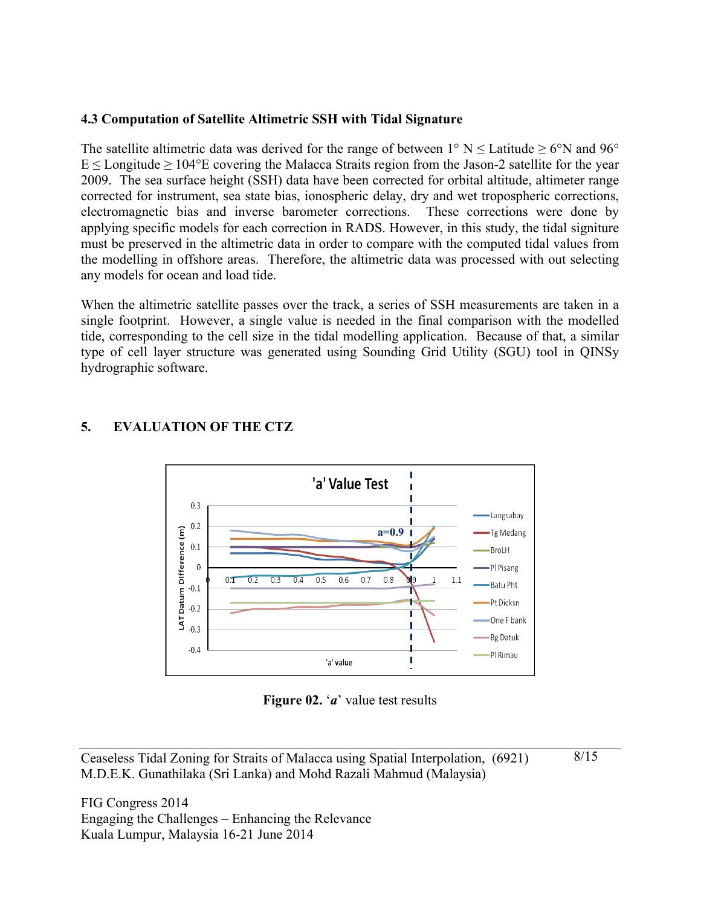### 4.3 Computation of Satellite Altimetric SSH with Tidal Signature

The satellite altimetric data was derived for the range of between 1° N ≤ Latitude ≥ 6°N and 96° E ≤ Longitude ≥ 104°E covering the Malacca Straits region from the Jason-2 satellite for the year 2009. The sea surface height (SSH) data have been corrected for orbital altitude, altimeter range corrected for instrument, sea state bias, ionospheric delay, dry and wet tropospheric corrections, electromagnetic bias and inverse barometer corrections. These corrections were done by applying specific models for each correction in RADS. However, in this study, the tidal signiture must be preserved in the altimetric data in order to compare with the computed tidal values from the modelling in offshore areas. Therefore, the altimetric data was processed with out selecting any models for ocean and load tide.

When the altimetric satellite passes over the track, a series of SSH measurements are taken in a single footprint. However, a single value is needed in the final comparison with the modelled tide, corresponding to the cell size in the tidal modelling application. Because of that, a similar type of cell layer structure was generated using Sounding Grid Utility (SGU) tool in QINSy hydrographic software.

## 5. EVALUATION OF THE CTZ

**Figure 02.** '*a*' value test results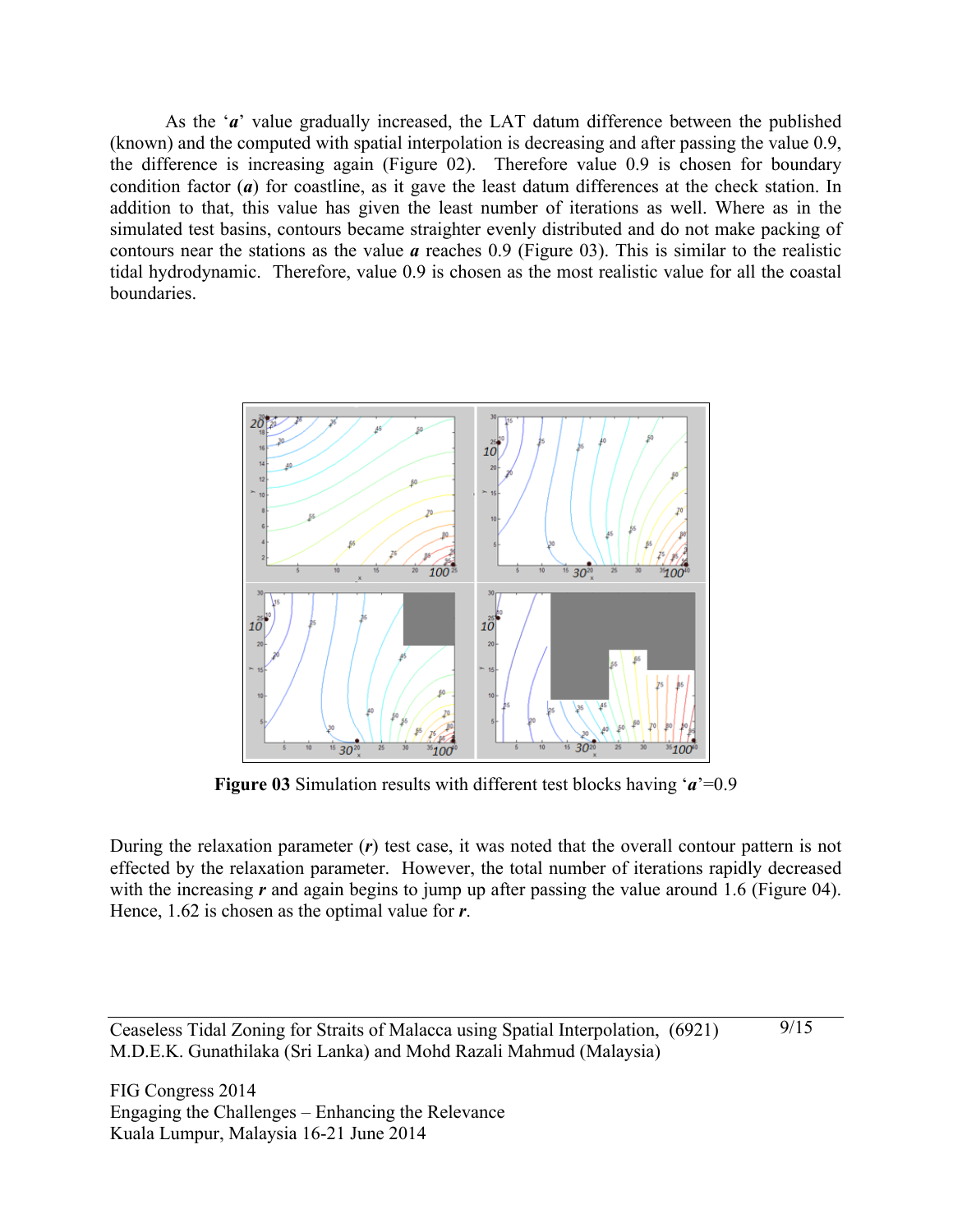As the '***a***' value gradually increased, the LAT datum difference between the published (known) and the computed with spatial interpolation is decreasing and after passing the value 0.9, the difference is increasing again (Figure 02). Therefore value 0.9 is chosen for boundary condition factor (***a***) for coastline, as it gave the least datum differences at the check station. In addition to that, this value has given the least number of iterations as well. Where as in the simulated test basins, contours became straighter evenly distributed and do not make packing of contours near the stations as the value ***a*** reaches 0.9 (Figure 03). This is similar to the realistic tidal hydrodynamic. Therefore, value 0.9 is chosen as the most realistic value for all the coastal boundaries.

**Figure 03** Simulation results with different test blocks having '***a***'=0.9

During the relaxation parameter (***r***) test case, it was noted that the overall contour pattern is not effected by the relaxation parameter. However, the total number of iterations rapidly decreased with the increasing ***r*** and again begins to jump up after passing the value around 1.6 (Figure 04). Hence, 1.62 is chosen as the optimal value for ***r***.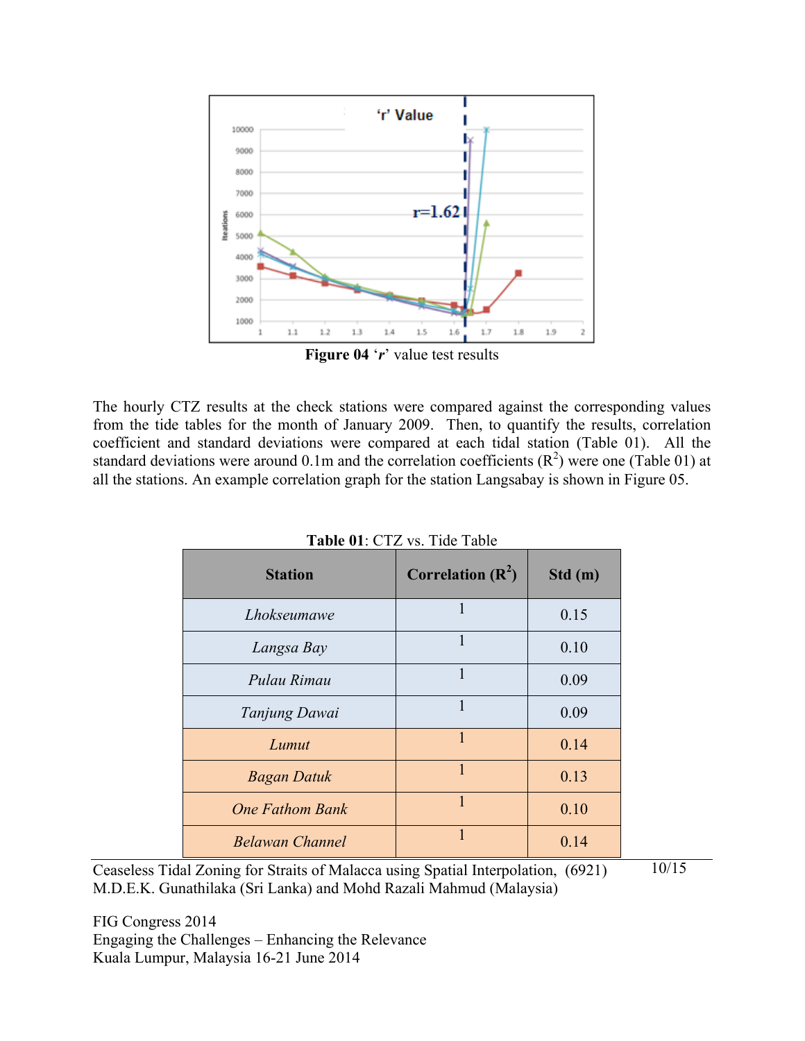**Figure 04** '*r*' value test results

The hourly CTZ results at the check stations were compared against the corresponding values from the tide tables for the month of January 2009. Then, to quantify the results, correlation coefficient and standard deviations were compared at each tidal station (Table 01). All the standard deviations were around 0.1m and the correlation coefficients ($R^2$) were one (Table 01) at all the stations. An example correlation graph for the station Langsabay is shown in Figure 05.

**Table 01**: CTZ vs. Tide Table

| Station | Correlation ($R^2$) | Std (m) |
| --- | --- | --- |
| *Lhokseumawe* | 1 | 0.15 |
| *Langsa Bay* | 1 | 0.10 |
| *Pulau Rimau* | 1 | 0.09 |
| *Tanjung Dawai* | 1 | 0.09 |
| *Lumut* | 1 | 0.14 |
| *Bagan Datuk* | 1 | 0.13 |
| *One Fathom Bank* | 1 | 0.10 |
| *Belawan Channel* | 1 | 0.14 |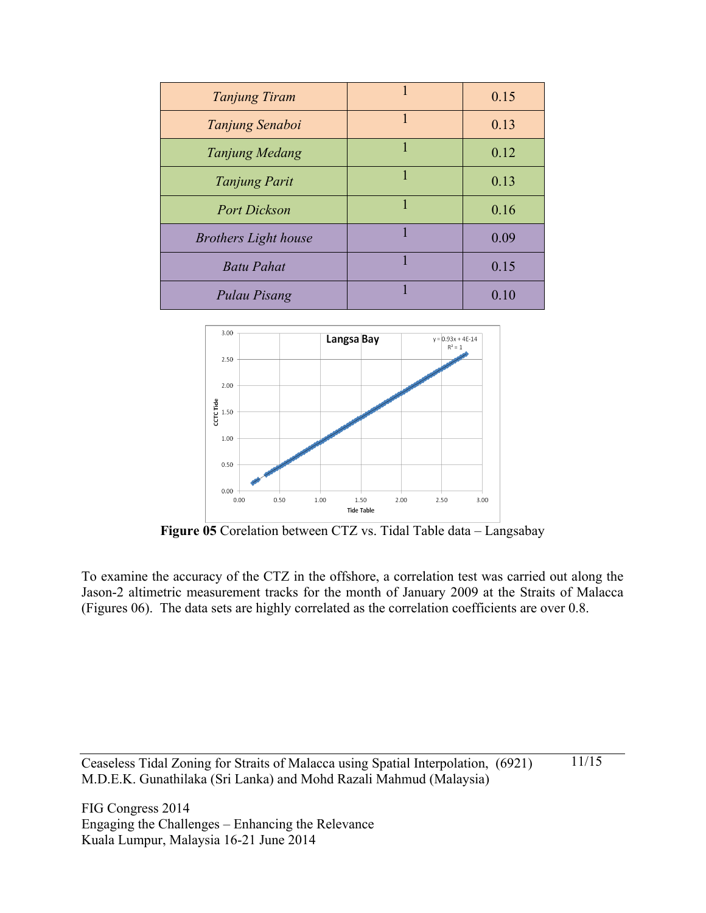| *Tanjung Tiram* | 1 | 0.15 |
|---|---|---|
| *Tanjung Senaboi* | 1 | 0.13 |
| *Tanjung Medang* | 1 | 0.12 |
| *Tanjung Parit* | 1 | 0.13 |
| *Port Dickson* | 1 | 0.16 |
| *Brothers Light house* | 1 | 0.09 |
| *Batu Pahat* | 1 | 0.15 |
| *Pulau Pisang* | 1 | 0.10 |

**Figure 05** Corelation between CTZ vs. Tidal Table data – Langsabay

To examine the accuracy of the CTZ in the offshore, a correlation test was carried out along the Jason-2 altimetric measurement tracks for the month of January 2009 at the Straits of Malacca (Figures 06). The data sets are highly correlated as the correlation coefficients are over 0.8.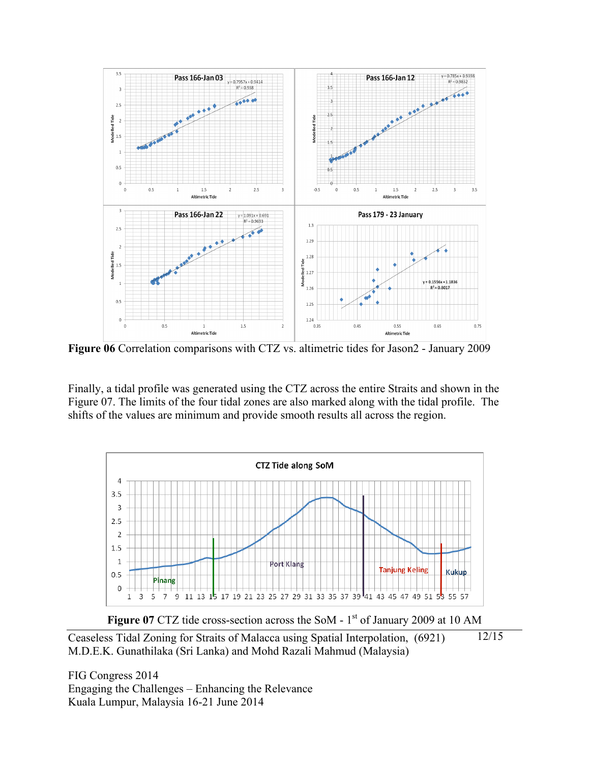**Figure 06** Correlation comparisons with CTZ vs. altimetric tides for Jason2 - January 2009

Finally, a tidal profile was generated using the CTZ across the entire Straits and shown in the Figure 07. The limits of the four tidal zones are also marked along with the tidal profile. The shifts of the values are minimum and provide smooth results all across the region.

**Figure 07** CTZ tide cross-section across the SoM - 1[st] of January 2009 at 10 AM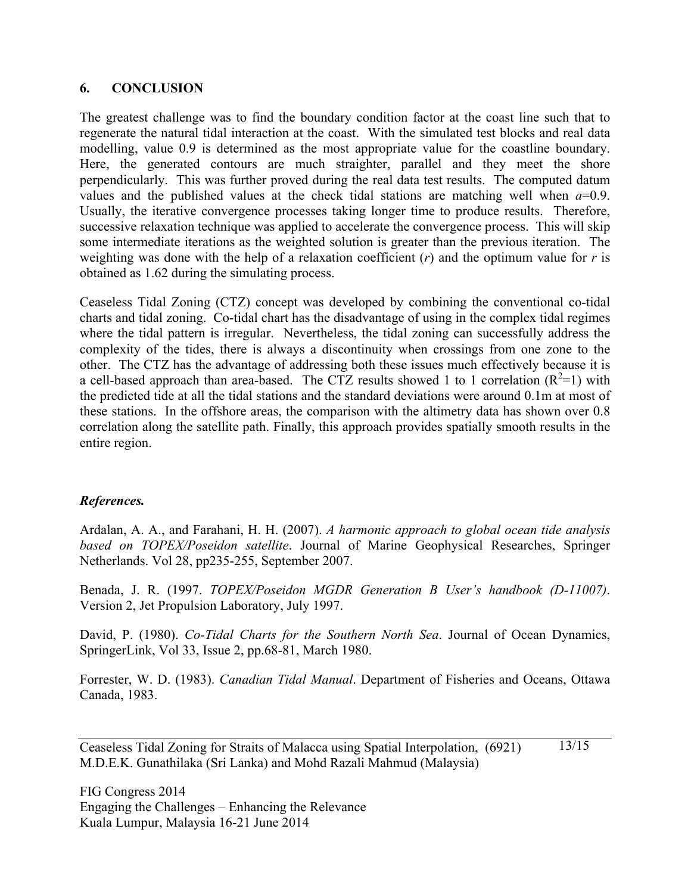## 6. CONCLUSION

The greatest challenge was to find the boundary condition factor at the coast line such that to regenerate the natural tidal interaction at the coast. With the simulated test blocks and real data modelling, value 0.9 is determined as the most appropriate value for the coastline boundary. Here, the generated contours are much straighter, parallel and they meet the shore perpendicularly. This was further proved during the real data test results. The computed datum values and the published values at the check tidal stations are matching well when $a$=0.9. Usually, the iterative convergence processes taking longer time to produce results. Therefore, successive relaxation technique was applied to accelerate the convergence process. This will skip some intermediate iterations as the weighted solution is greater than the previous iteration. The weighting was done with the help of a relaxation coefficient ($r$) and the optimum value for $r$ is obtained as 1.62 during the simulating process.

Ceaseless Tidal Zoning (CTZ) concept was developed by combining the conventional co-tidal charts and tidal zoning. Co-tidal chart has the disadvantage of using in the complex tidal regimes where the tidal pattern is irregular. Nevertheless, the tidal zoning can successfully address the complexity of the tides, there is always a discontinuity when crossings from one zone to the other. The CTZ has the advantage of addressing both these issues much effectively because it is a cell-based approach than area-based. The CTZ results showed 1 to 1 correlation ($R^2$=1) with the predicted tide at all the tidal stations and the standard deviations were around 0.1m at most of these stations. In the offshore areas, the comparison with the altimetry data has shown over 0.8 correlation along the satellite path. Finally, this approach provides spatially smooth results in the entire region.

***References.***

Ardalan, A. A., and Farahani, H. H. (2007). *A harmonic approach to global ocean tide analysis based on TOPEX/Poseidon satellite*. Journal of Marine Geophysical Researches, Springer Netherlands. Vol 28, pp235-255, September 2007.

Benada, J. R. (1997. *TOPEX/Poseidon MGDR Generation B User's handbook (D-11007)*. Version 2, Jet Propulsion Laboratory, July 1997.

David, P. (1980). *Co-Tidal Charts for the Southern North Sea*. Journal of Ocean Dynamics, SpringerLink, Vol 33, Issue 2, pp.68-81, March 1980.

Forrester, W. D. (1983). *Canadian Tidal Manual*. Department of Fisheries and Oceans, Ottawa Canada, 1983.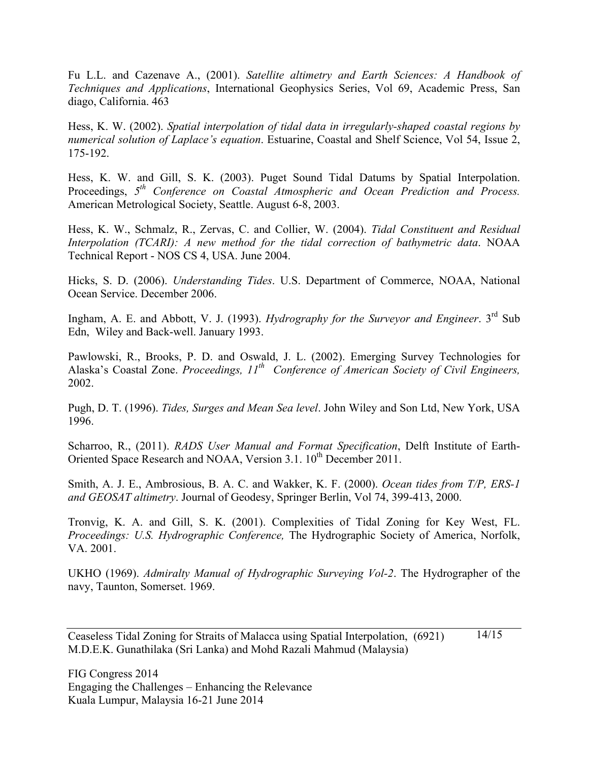Fu L.L. and Cazenave A., (2001). *Satellite altimetry and Earth Sciences: A Handbook of Techniques and Applications*, International Geophysics Series, Vol 69, Academic Press, San diago, California. 463

Hess, K. W. (2002). *Spatial interpolation of tidal data in irregularly-shaped coastal regions by numerical solution of Laplace's equation*. Estuarine, Coastal and Shelf Science, Vol 54, Issue 2, 175-192.

Hess, K. W. and Gill, S. K. (2003). Puget Sound Tidal Datums by Spatial Interpolation. Proceedings, *5th Conference on Coastal Atmospheric and Ocean Prediction and Process.* American Metrological Society, Seattle. August 6-8, 2003.

Hess, K. W., Schmalz, R., Zervas, C. and Collier, W. (2004). *Tidal Constituent and Residual Interpolation (TCARI): A new method for the tidal correction of bathymetric data*. NOAA Technical Report - NOS CS 4, USA. June 2004.

Hicks, S. D. (2006). *Understanding Tides*. U.S. Department of Commerce, NOAA, National Ocean Service. December 2006.

Ingham, A. E. and Abbott, V. J. (1993). *Hydrography for the Surveyor and Engineer*. 3rd Sub Edn, Wiley and Back-well. January 1993.

Pawlowski, R., Brooks, P. D. and Oswald, J. L. (2002). Emerging Survey Technologies for Alaska's Coastal Zone. *Proceedings, 11th Conference of American Society of Civil Engineers,* 2002.

Pugh, D. T. (1996). *Tides, Surges and Mean Sea level*. John Wiley and Son Ltd, New York, USA 1996.

Scharroo, R., (2011). *RADS User Manual and Format Specification*, Delft Institute of Earth-Oriented Space Research and NOAA, Version 3.1. 10th December 2011.

Smith, A. J. E., Ambrosious, B. A. C. and Wakker, K. F. (2000). *Ocean tides from T/P, ERS-1 and GEOSAT altimetry*. Journal of Geodesy, Springer Berlin, Vol 74, 399-413, 2000.

Tronvig, K. A. and Gill, S. K. (2001). Complexities of Tidal Zoning for Key West, FL. *Proceedings: U.S. Hydrographic Conference,* The Hydrographic Society of America, Norfolk, VA. 2001.

UKHO (1969). *Admiralty Manual of Hydrographic Surveying Vol-2*. The Hydrographer of the navy, Taunton, Somerset. 1969.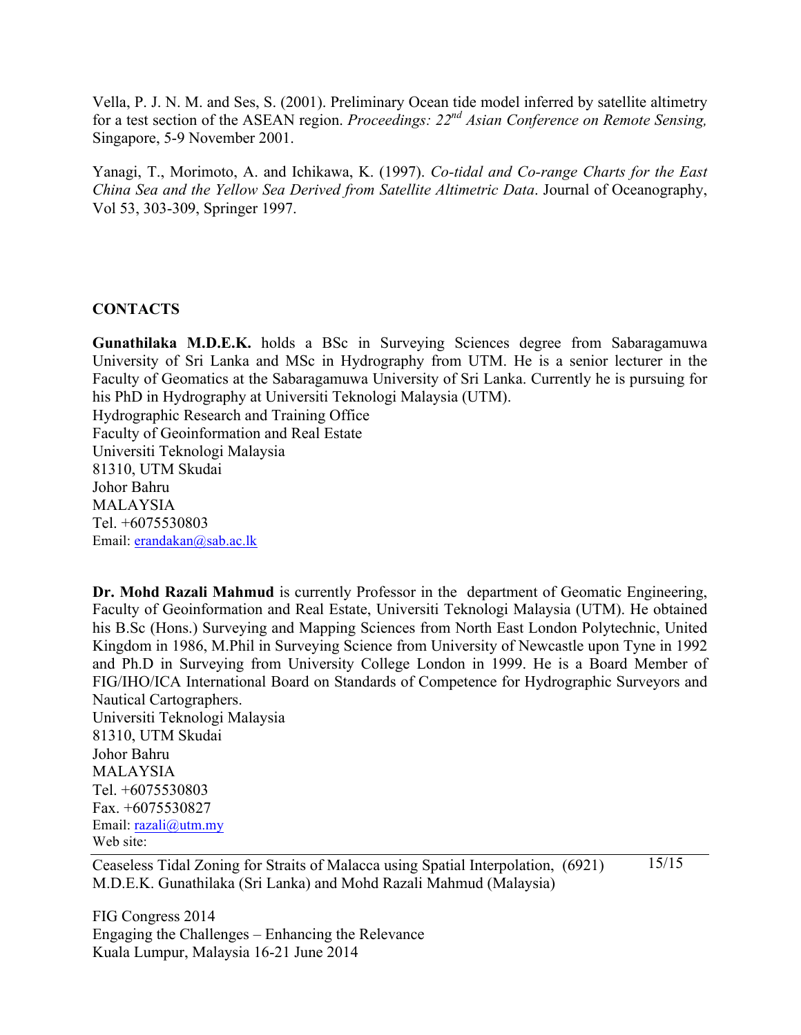Vella, P. J. N. M. and Ses, S. (2001). Preliminary Ocean tide model inferred by satellite altimetry for a test section of the ASEAN region. *Proceedings: 22nd Asian Conference on Remote Sensing,* Singapore, 5-9 November 2001.

Yanagi, T., Morimoto, A. and Ichikawa, K. (1997). *Co-tidal and Co-range Charts for the East China Sea and the Yellow Sea Derived from Satellite Altimetric Data*. Journal of Oceanography, Vol 53, 303-309, Springer 1997.

## CONTACTS

**Gunathilaka M.D.E.K.** holds a BSc in Surveying Sciences degree from Sabaragamuwa University of Sri Lanka and MSc in Hydrography from UTM. He is a senior lecturer in the Faculty of Geomatics at the Sabaragamuwa University of Sri Lanka. Currently he is pursuing for his PhD in Hydrography at Universiti Teknologi Malaysia (UTM).
Hydrographic Research and Training Office
Faculty of Geoinformation and Real Estate
Universiti Teknologi Malaysia
81310, UTM Skudai
Johor Bahru
MALAYSIA
Tel. +6075530803
Email: erandakan@sab.ac.lk

**Dr. Mohd Razali Mahmud** is currently Professor in the department of Geomatic Engineering, Faculty of Geoinformation and Real Estate, Universiti Teknologi Malaysia (UTM). He obtained his B.Sc (Hons.) Surveying and Mapping Sciences from North East London Polytechnic, United Kingdom in 1986, M.Phil in Surveying Science from University of Newcastle upon Tyne in 1992 and Ph.D in Surveying from University College London in 1999. He is a Board Member of FIG/IHO/ICA International Board on Standards of Competence for Hydrographic Surveyors and Nautical Cartographers.
Universiti Teknologi Malaysia
81310, UTM Skudai
Johor Bahru
MALAYSIA
Tel. +6075530803
Fax. +6075530827
Email: razali@utm.my
Web site: